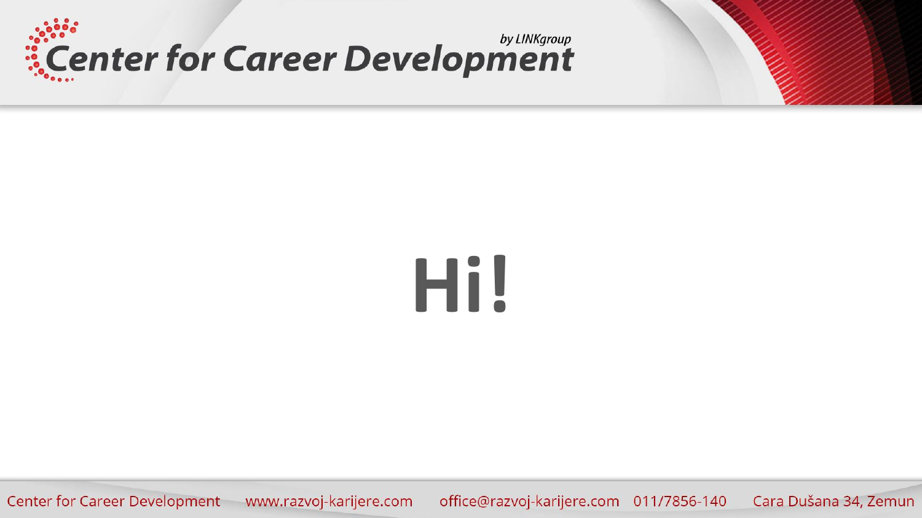# Hi!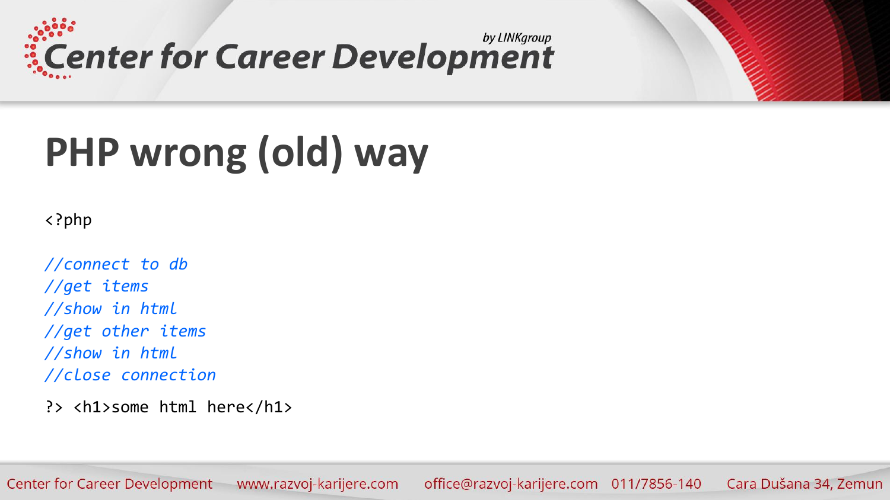# PHP wrong (old) way

```php
<?php

//connect to db
//get items
//show in html
//get other items
//show in html
//close connection

?> <h1>some html here</h1>
```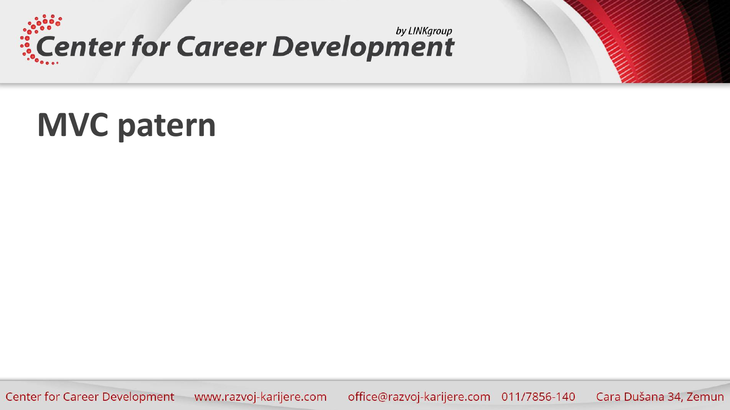# MVC patern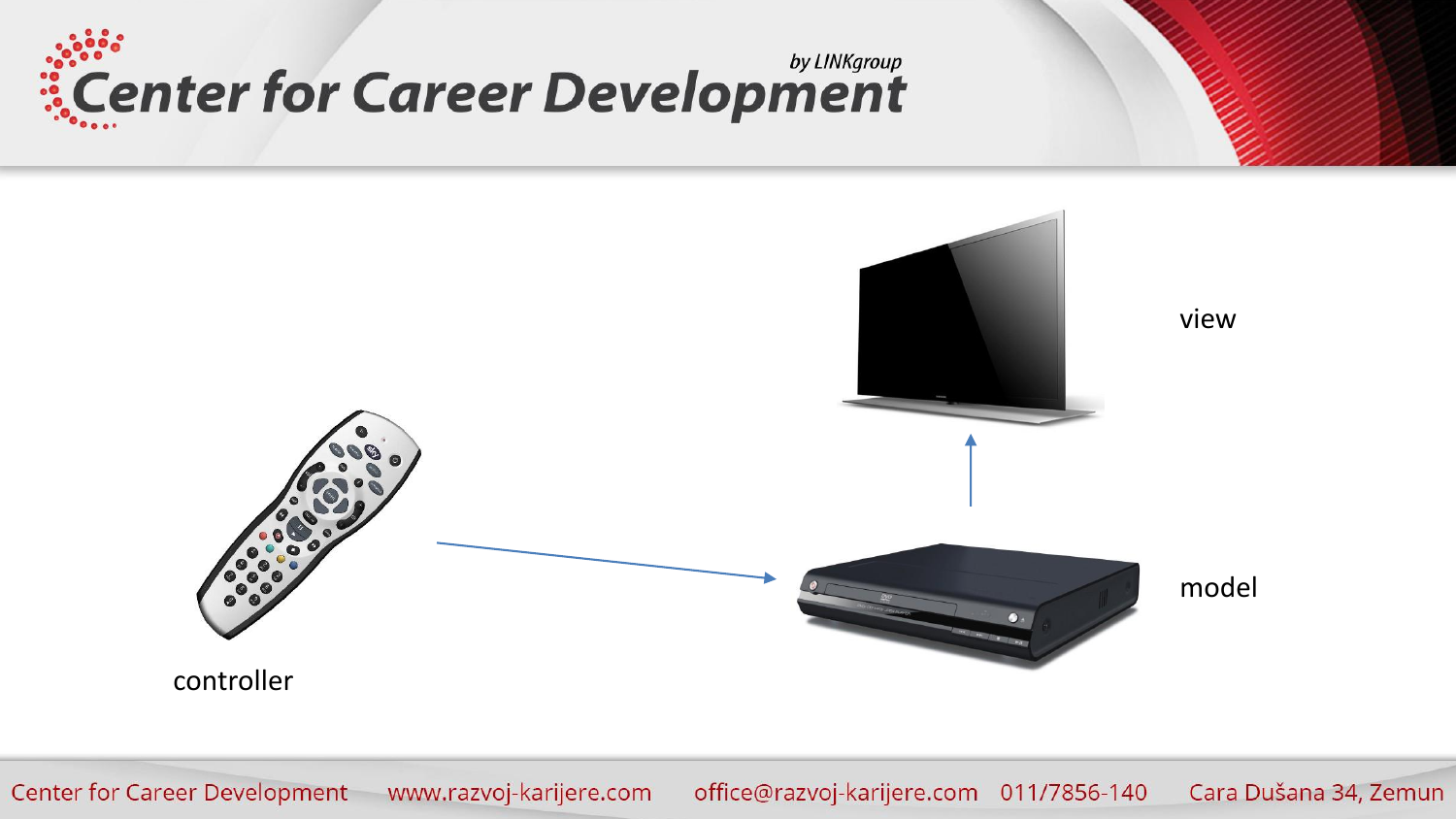view

controller

model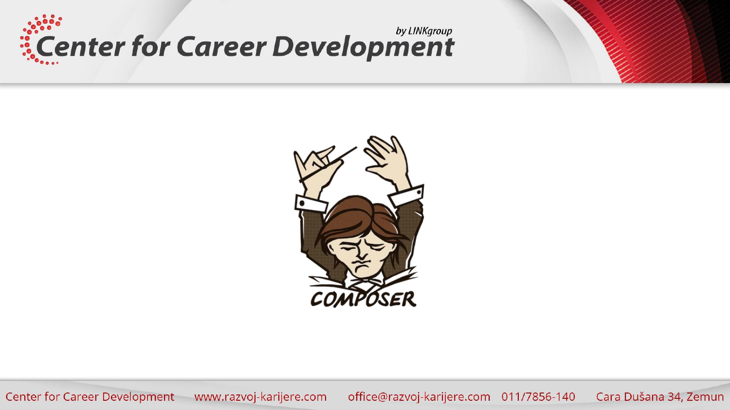COMPOSER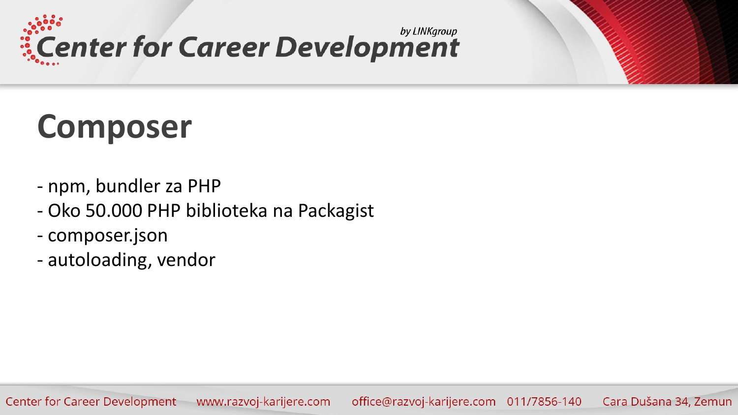# Composer

- npm, bundler za PHP
- Oko 50.000 PHP biblioteka na Packagist
- composer.json
- autoloading, vendor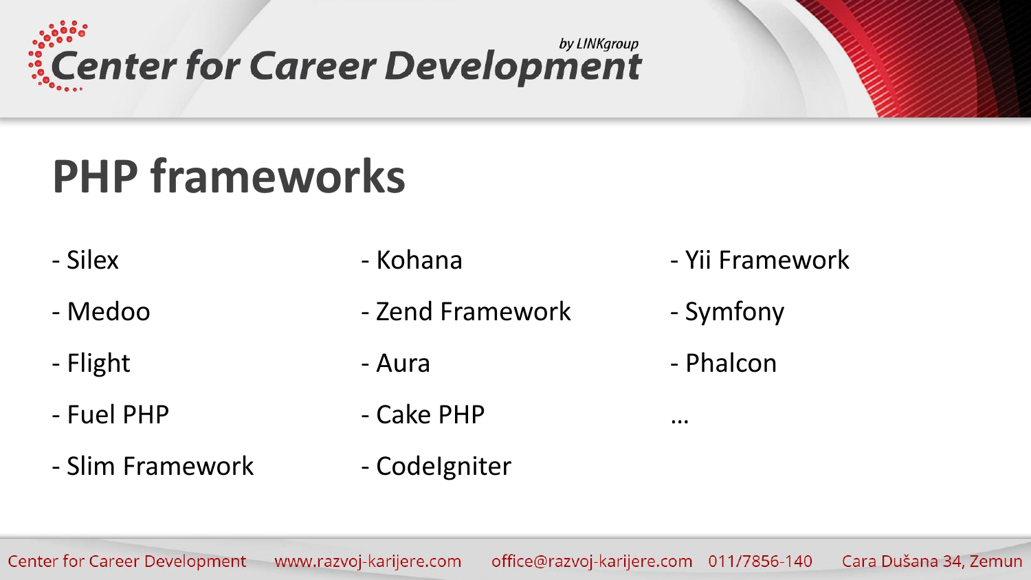# PHP frameworks

- Silex
- Medoo
- Flight
- Fuel PHP
- Slim Framework
- Kohana
- Zend Framework
- Aura
- Cake PHP
- CodeIgniter
- Yii Framework
- Symfony
- Phalcon

…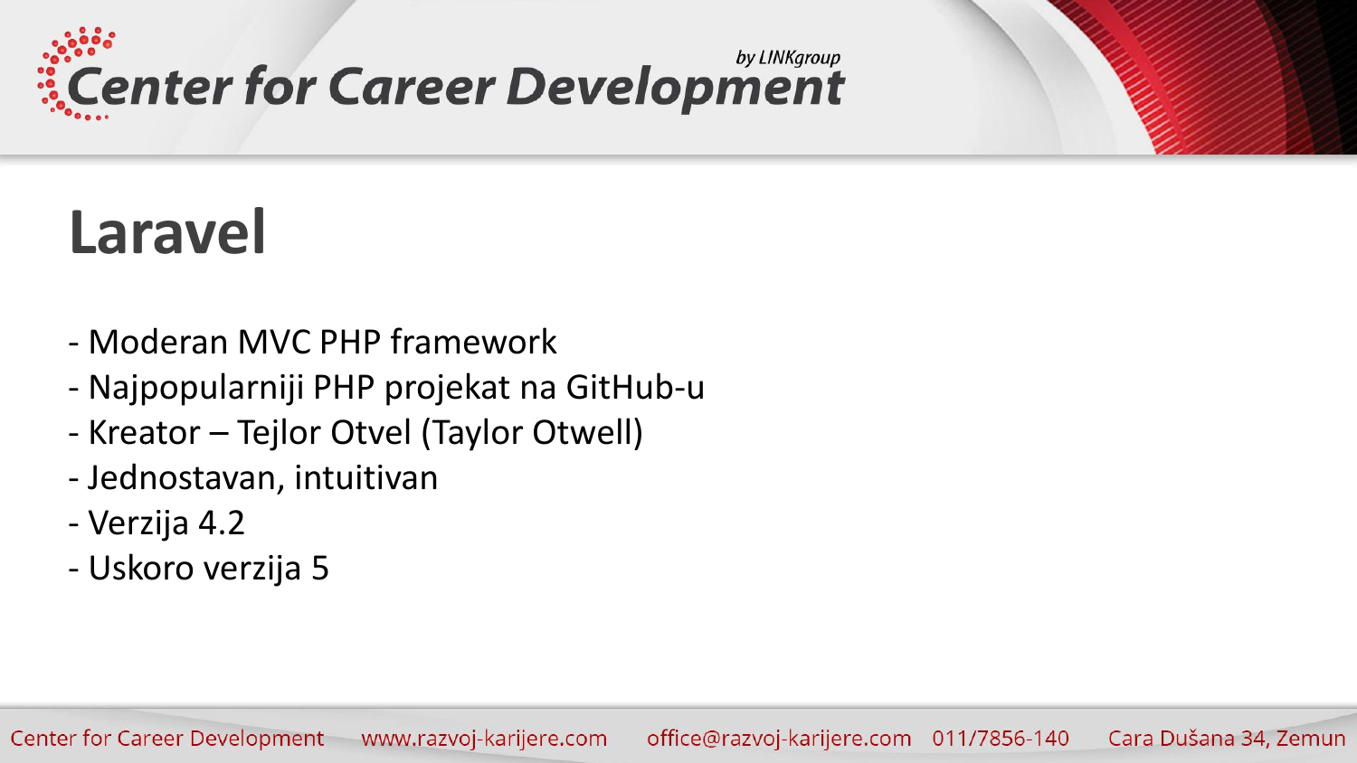# Laravel

- Moderan MVC PHP framework
- Najpopularniji PHP projekat na GitHub-u
- Kreator – Tejlor Otvel (Taylor Otwell)
- Jednostavan, intuitivan
- Verzija 4.2
- Uskoro verzija 5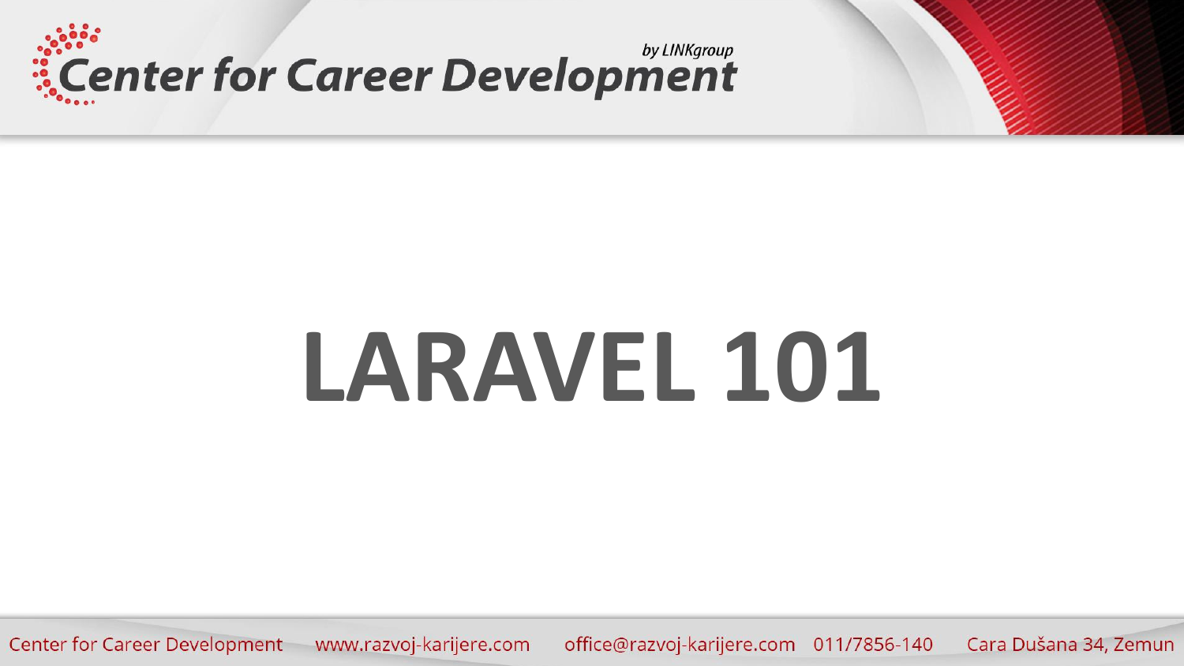# LARAVEL 101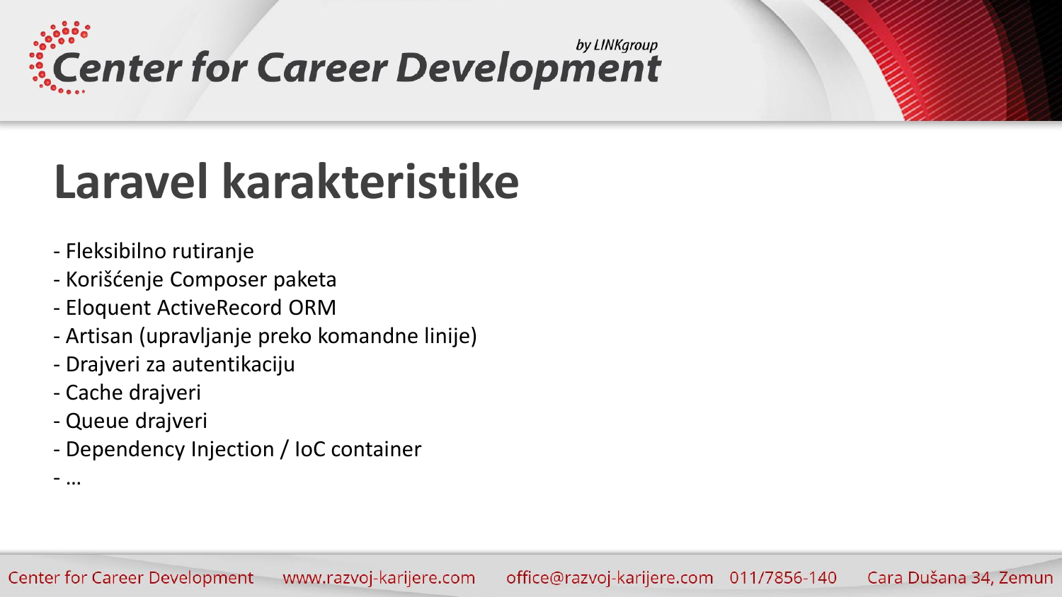# Laravel karakteristike

- Fleksibilno rutiranje
- Korišćenje Composer paketa
- Eloquent ActiveRecord ORM
- Artisan (upravljanje preko komandne linije)
- Drajveri za autentikaciju
- Cache drajveri
- Queue drajveri
- Dependency Injection / IoC container
- …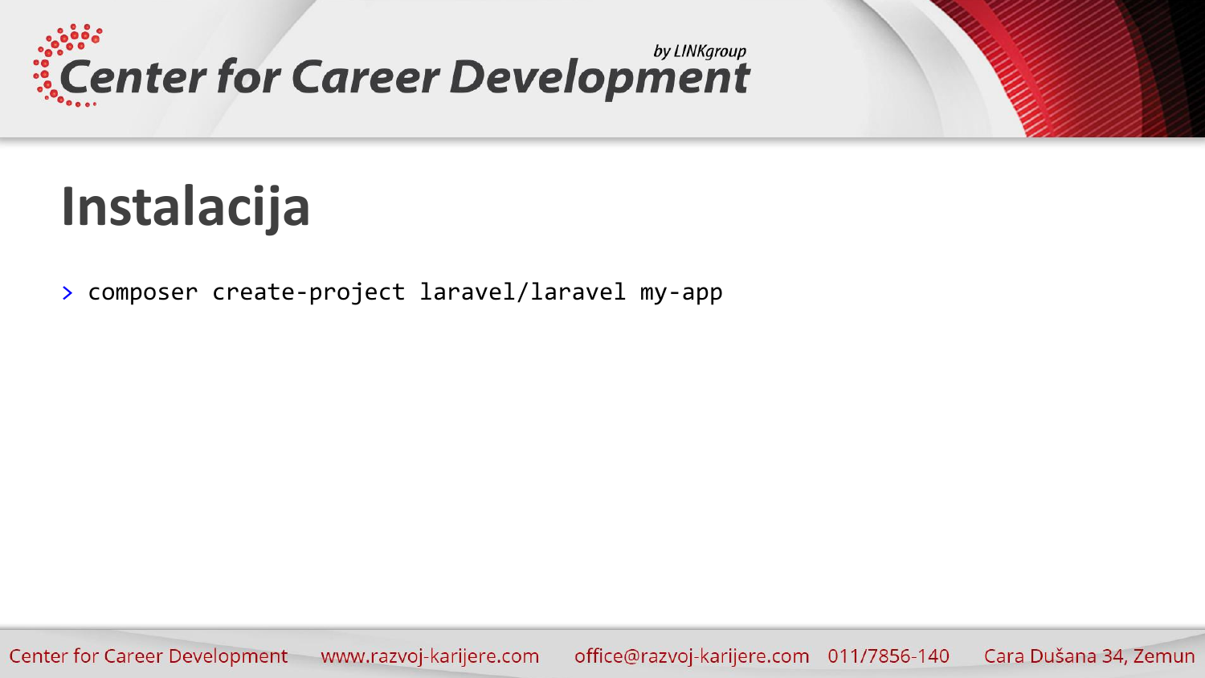# Instalacija

```
> composer create-project laravel/laravel my-app
```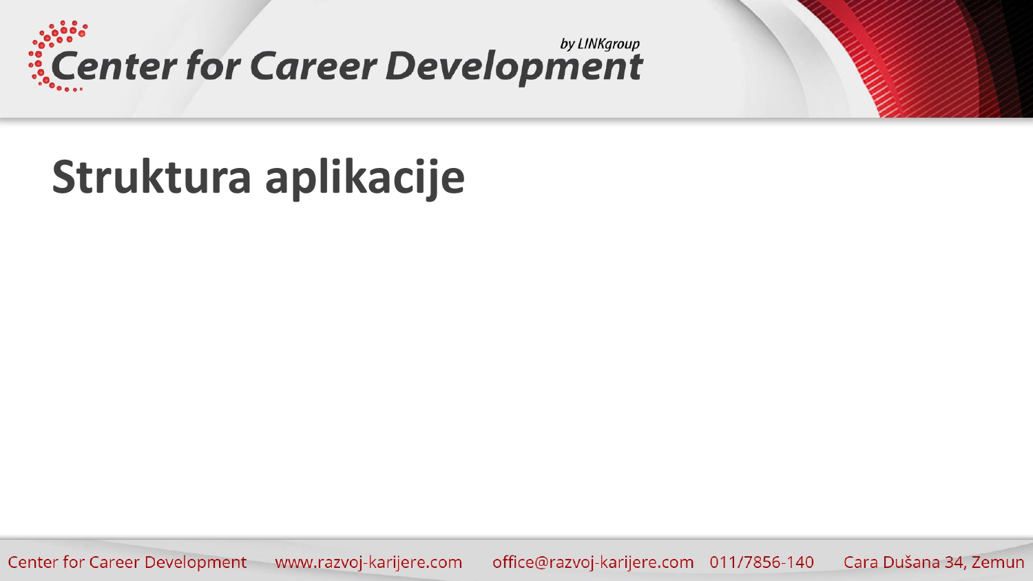# Struktura aplikacije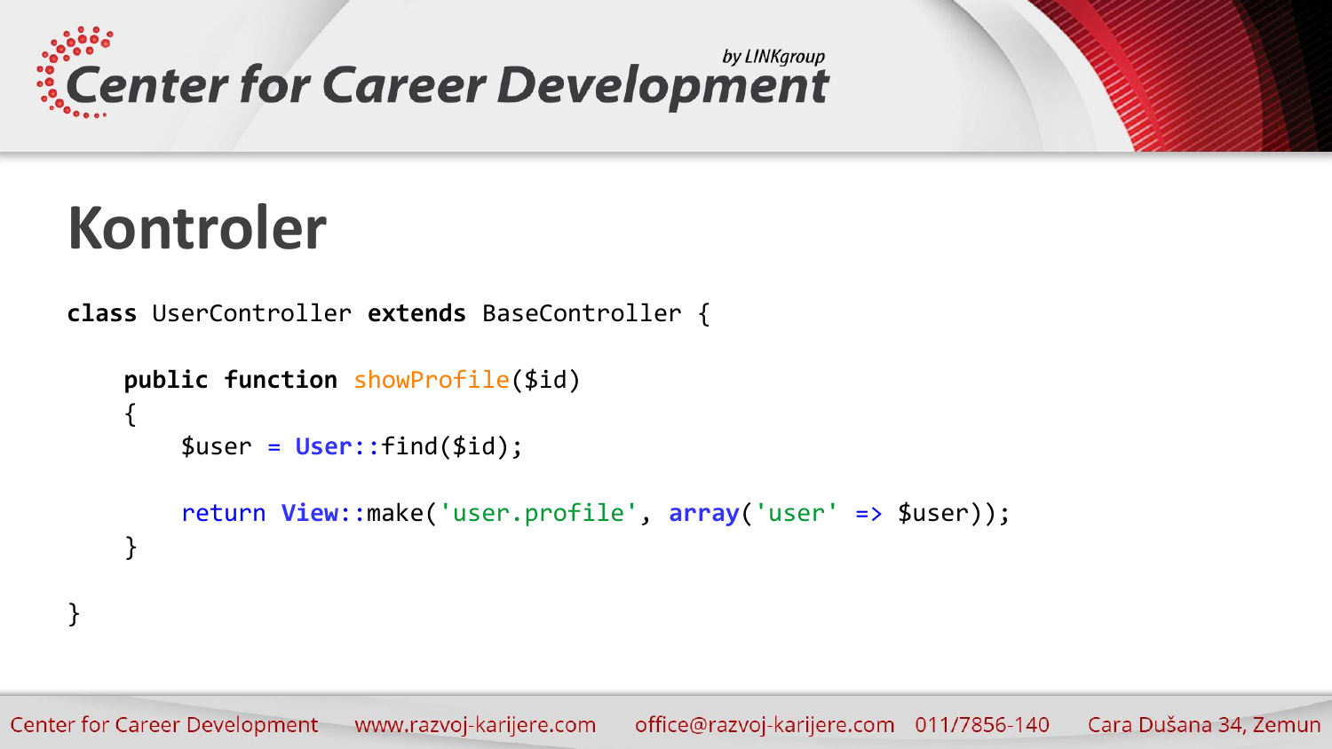# Kontroler

```php
class UserController extends BaseController {

    public function showProfile($id)
    {
        $user = User::find($id);

        return View::make('user.profile', array('user' => $user));
    }

}
```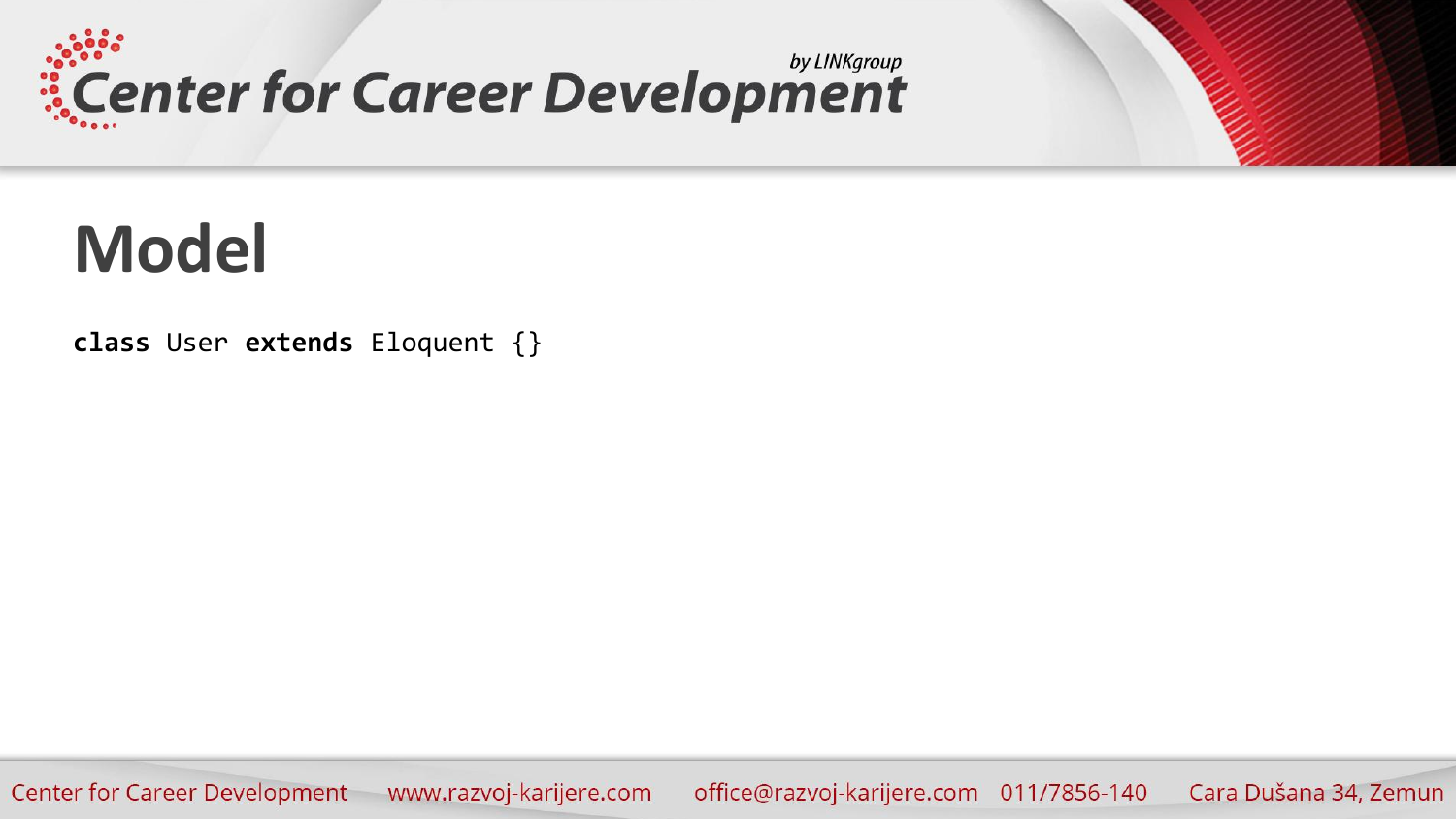# Model

```
class User extends Eloquent {}
```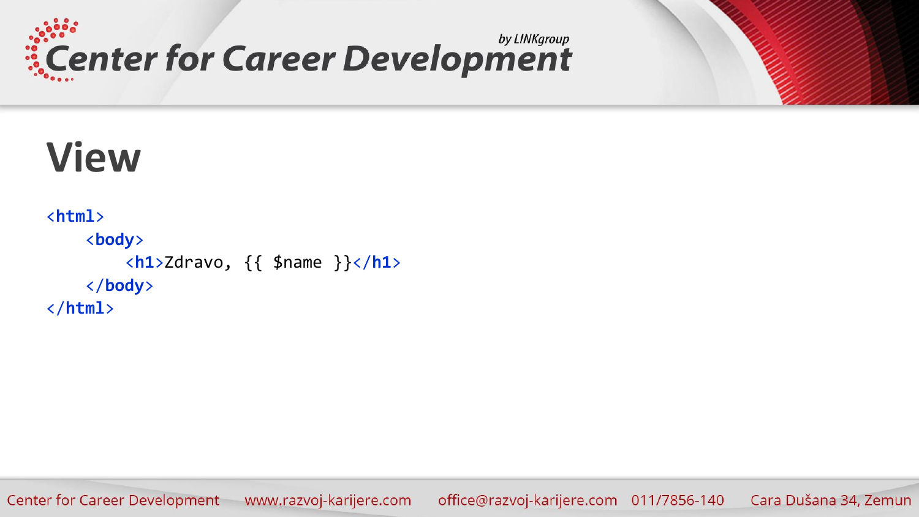# View

```html
<html>
    <body>
        <h1>Zdravo, {{ $name }}</h1>
    </body>
</html>
```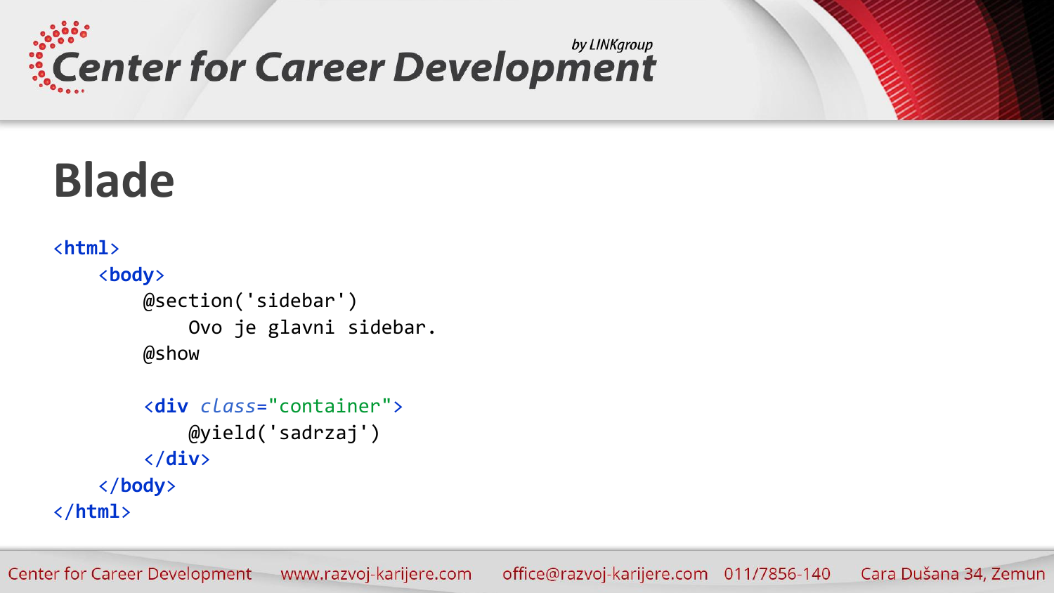# Blade

```
<html>
    <body>
        @section('sidebar')
            Ovo je glavni sidebar.
        @show

        <div class="container">
            @yield('sadrzaj')
        </div>
    </body>
</html>
```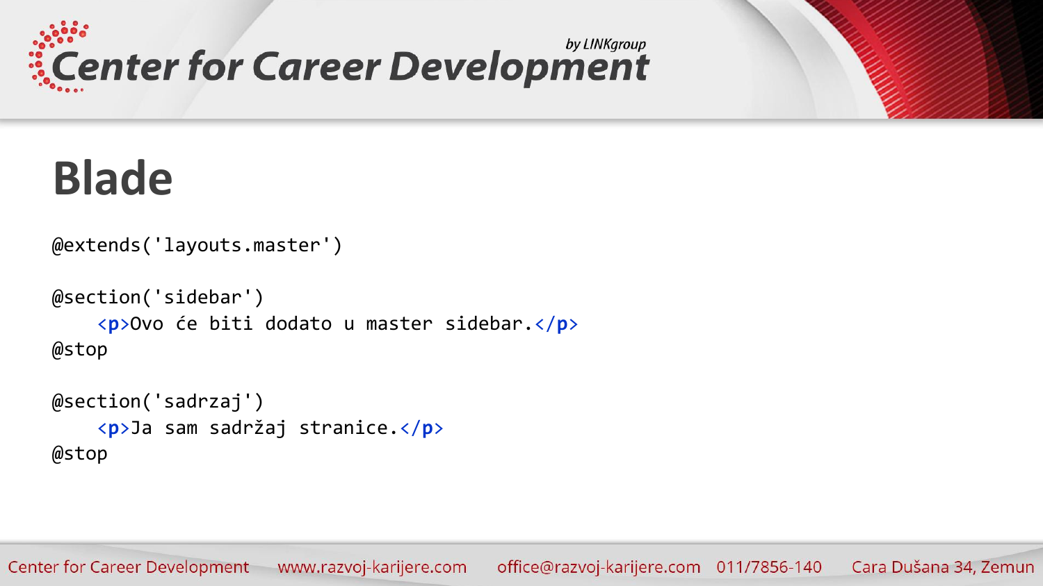# Blade

```
@extends('layouts.master')

@section('sidebar')
    <p>Ovo će biti dodato u master sidebar.</p>
@stop

@section('sadrzaj')
    <p>Ja sam sadržaj stranice.</p>
@stop
```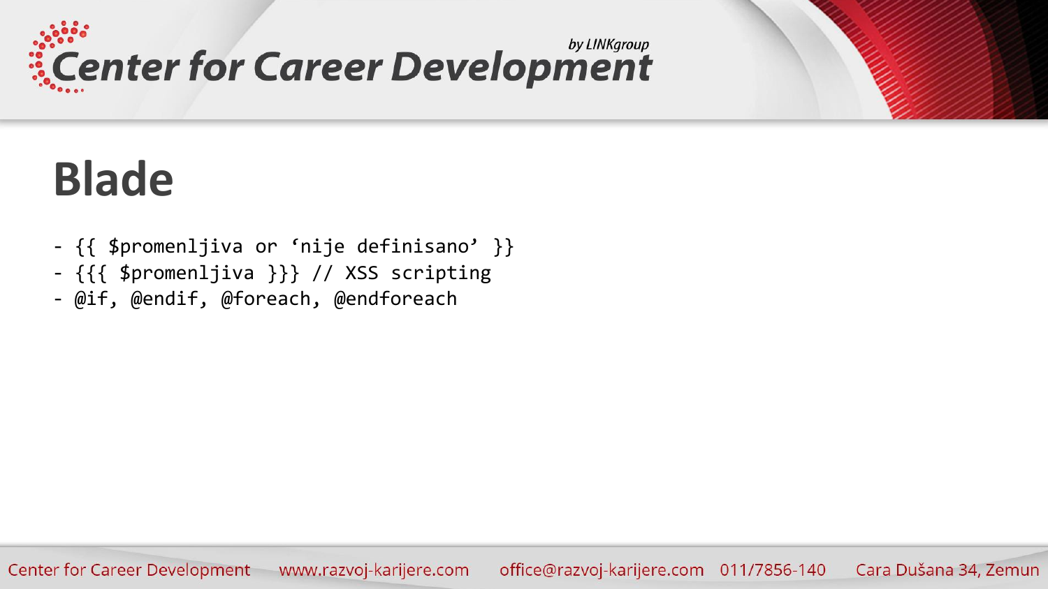# Blade

```
- {{ $promenljiva or ‘nije definisano’ }}
- {{{ $promenljiva }}} // XSS scripting
- @if, @endif, @foreach, @endforeach
```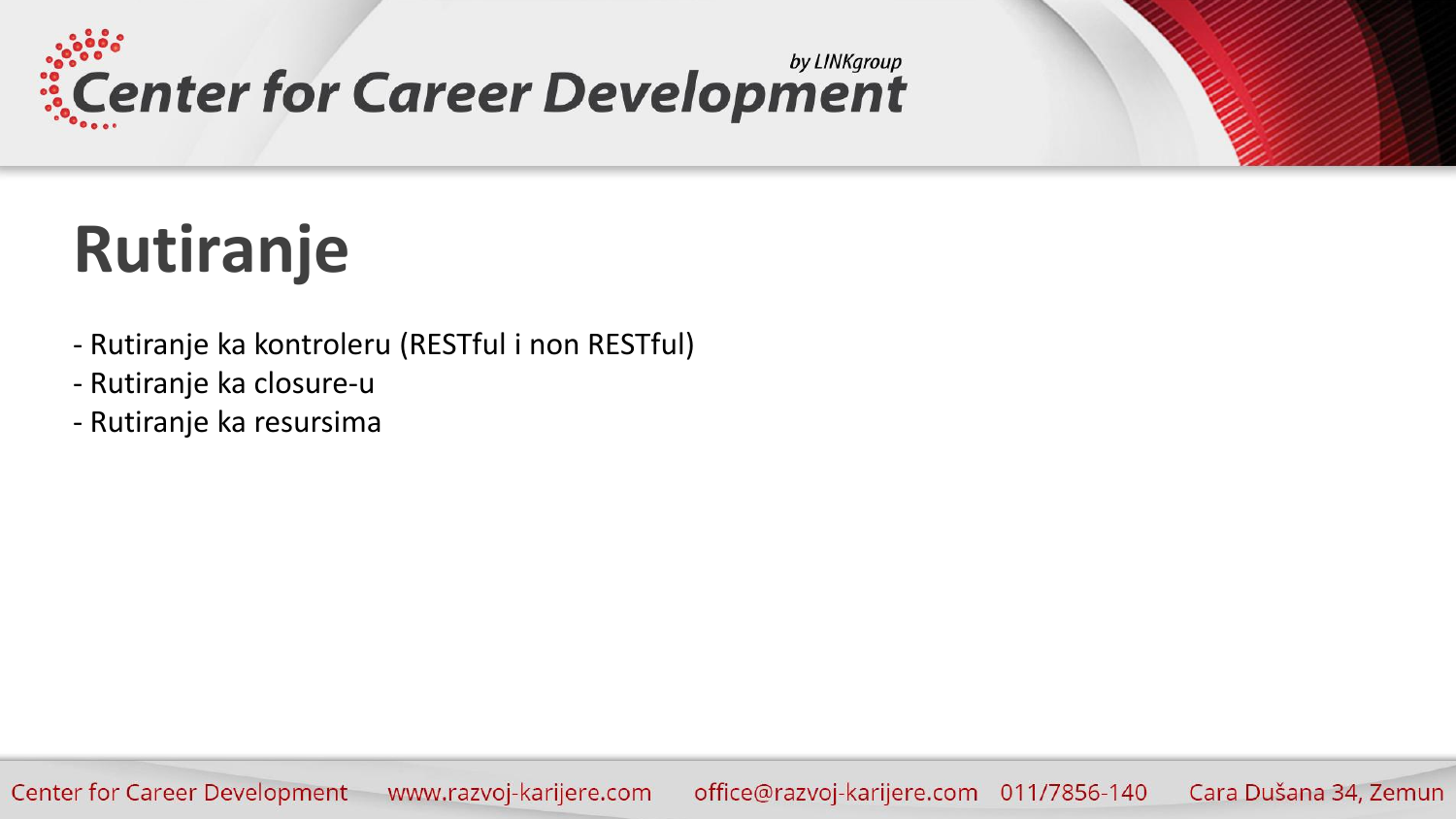# Rutiranje

- Rutiranje ka kontroleru (RESTful i non RESTful)
- Rutiranje ka closure-u
- Rutiranje ka resursima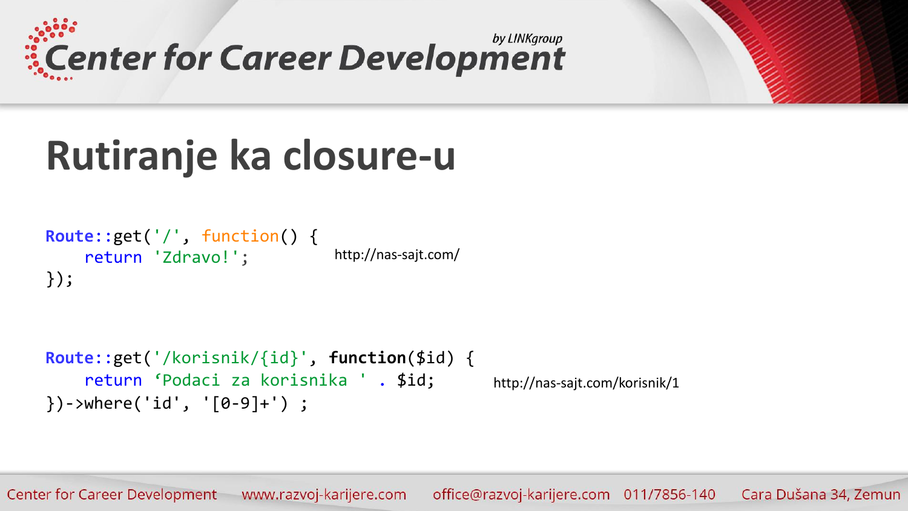# Rutiranje ka closure-u

```
Route::get('/', function() {
    return 'Zdravo!';
});
```

http://nas-sajt.com/

```
Route::get('/korisnik/{id}', function($id) {
    return ‘Podaci za korisnika ' . $id;
})->where('id', '[0-9]+') ;
```

http://nas-sajt.com/korisnik/1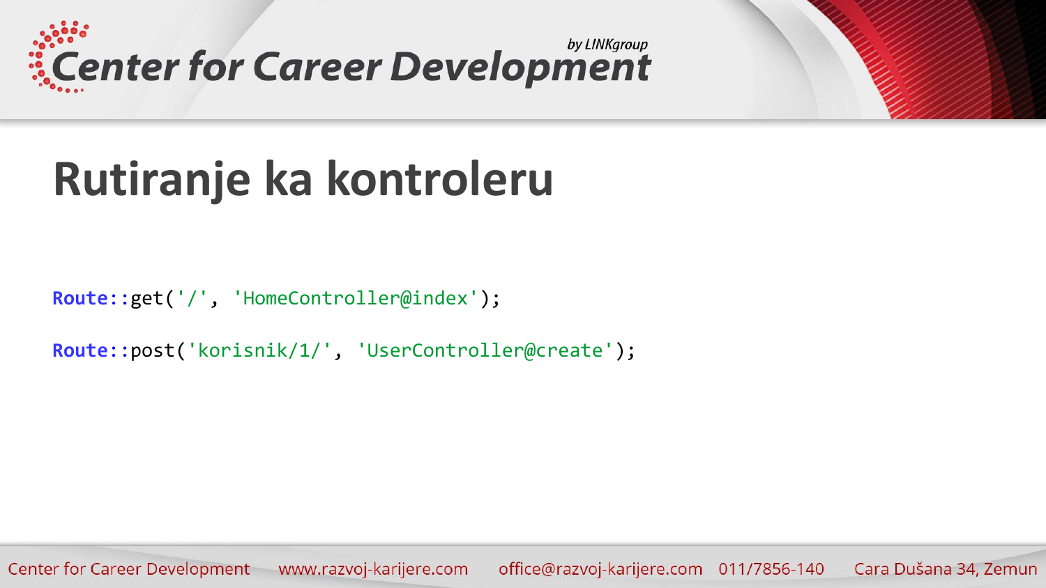# Rutiranje ka kontroleru

```
Route::get('/', 'HomeController@index');

Route::post('korisnik/1/', 'UserController@create');
```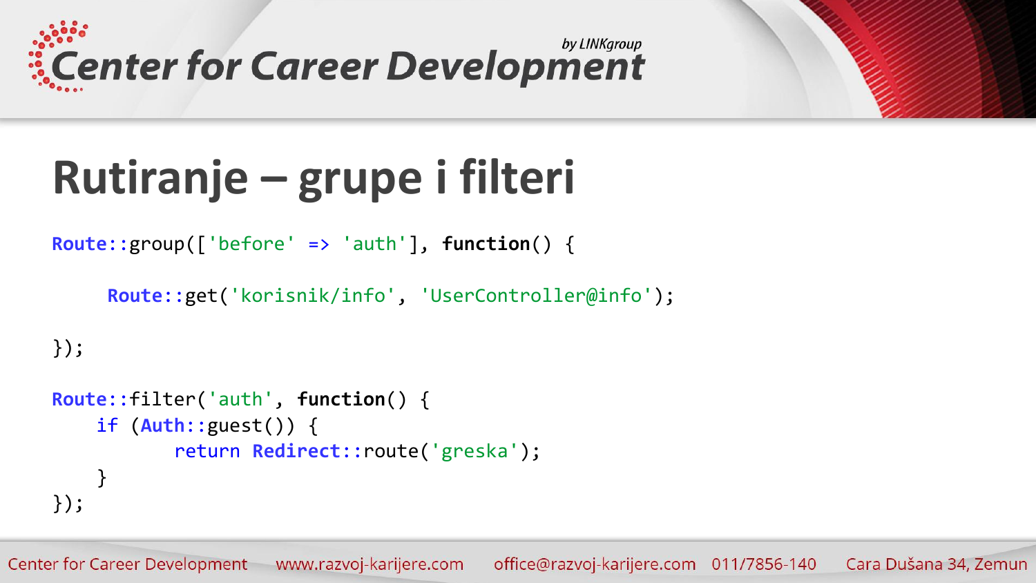# Rutiranje – grupe i filteri

```
Route::group(['before' => 'auth'], function() {

     Route::get('korisnik/info', 'UserController@info');

});

Route::filter('auth', function() {
    if (Auth::guest()) {
           return Redirect::route('greska');
    }
});
```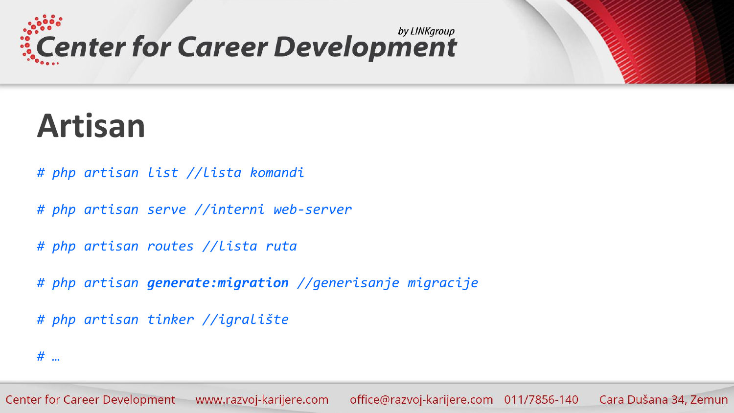# Artisan

*# php artisan list //lista komandi*

*# php artisan serve //interni web-server*

*# php artisan routes //lista ruta*

*# php artisan **generate:migration** //generisanje migracije*

*# php artisan tinker //igralište*

*# …*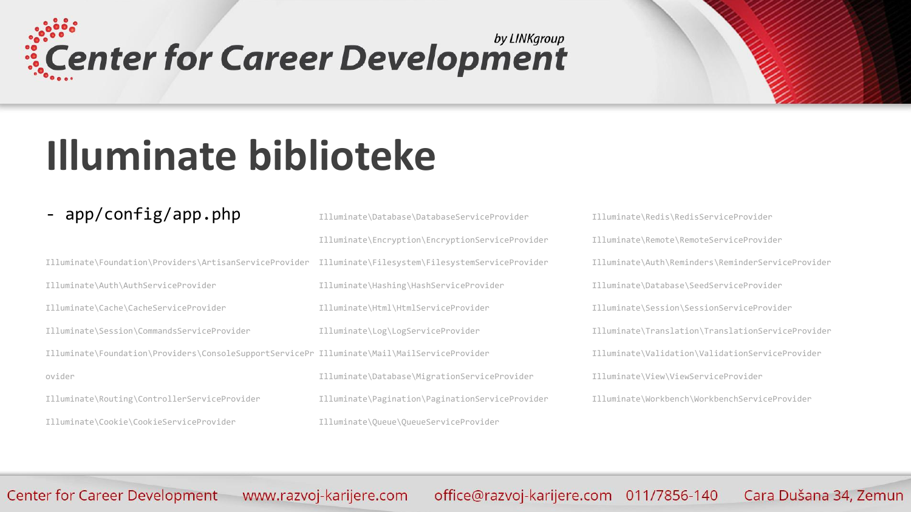# Illuminate biblioteke

- app/config/app.php

```
Illuminate\Foundation\Providers\ArtisanServiceProvider
Illuminate\Auth\AuthServiceProvider
Illuminate\Cache\CacheServiceProvider
Illuminate\Session\CommandsServiceProvider
Illuminate\Foundation\Providers\ConsoleSupportServiceProvider
Illuminate\Routing\ControllerServiceProvider
Illuminate\Cookie\CookieServiceProvider
Illuminate\Database\DatabaseServiceProvider
Illuminate\Encryption\EncryptionServiceProvider
Illuminate\Filesystem\FilesystemServiceProvider
Illuminate\Hashing\HashServiceProvider
Illuminate\Html\HtmlServiceProvider
Illuminate\Log\LogServiceProvider
Illuminate\Mail\MailServiceProvider
Illuminate\Database\MigrationServiceProvider
Illuminate\Pagination\PaginationServiceProvider
Illuminate\Queue\QueueServiceProvider
Illuminate\Redis\RedisServiceProvider
Illuminate\Remote\RemoteServiceProvider
Illuminate\Auth\Reminders\ReminderServiceProvider
Illuminate\Database\SeedServiceProvider
Illuminate\Session\SessionServiceProvider
Illuminate\Translation\TranslationServiceProvider
Illuminate\Validation\ValidationServiceProvider
Illuminate\View\ViewServiceProvider
Illuminate\Workbench\WorkbenchServiceProvider
```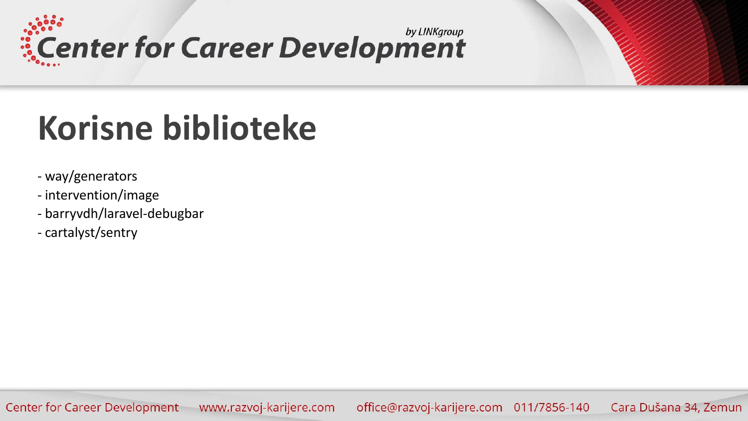# Korisne biblioteke

- way/generators
- intervention/image
- barryvdh/laravel-debugbar
- cartalyst/sentry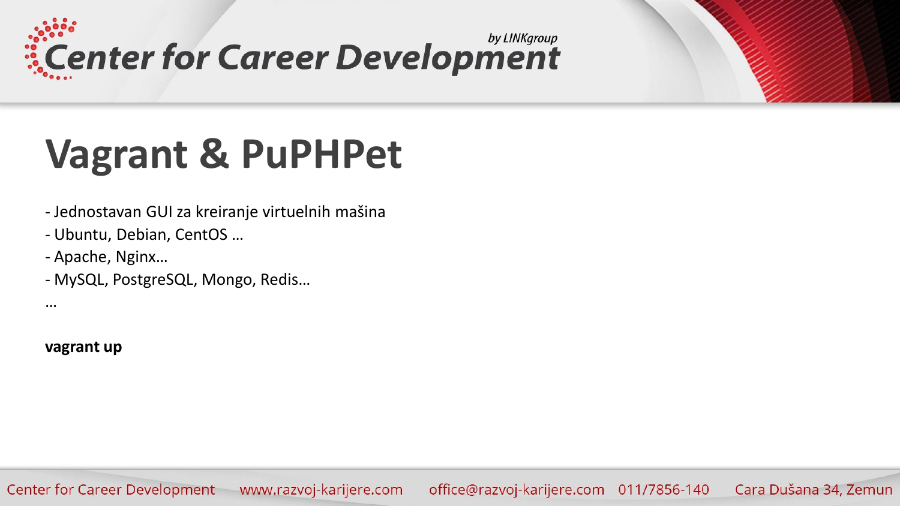# Vagrant & PuPHPet

- Jednostavan GUI za kreiranje virtuelnih mašina
- Ubuntu, Debian, CentOS …
- Apache, Nginx…
- MySQL, PostgreSQL, Mongo, Redis…

…

**vagrant up**